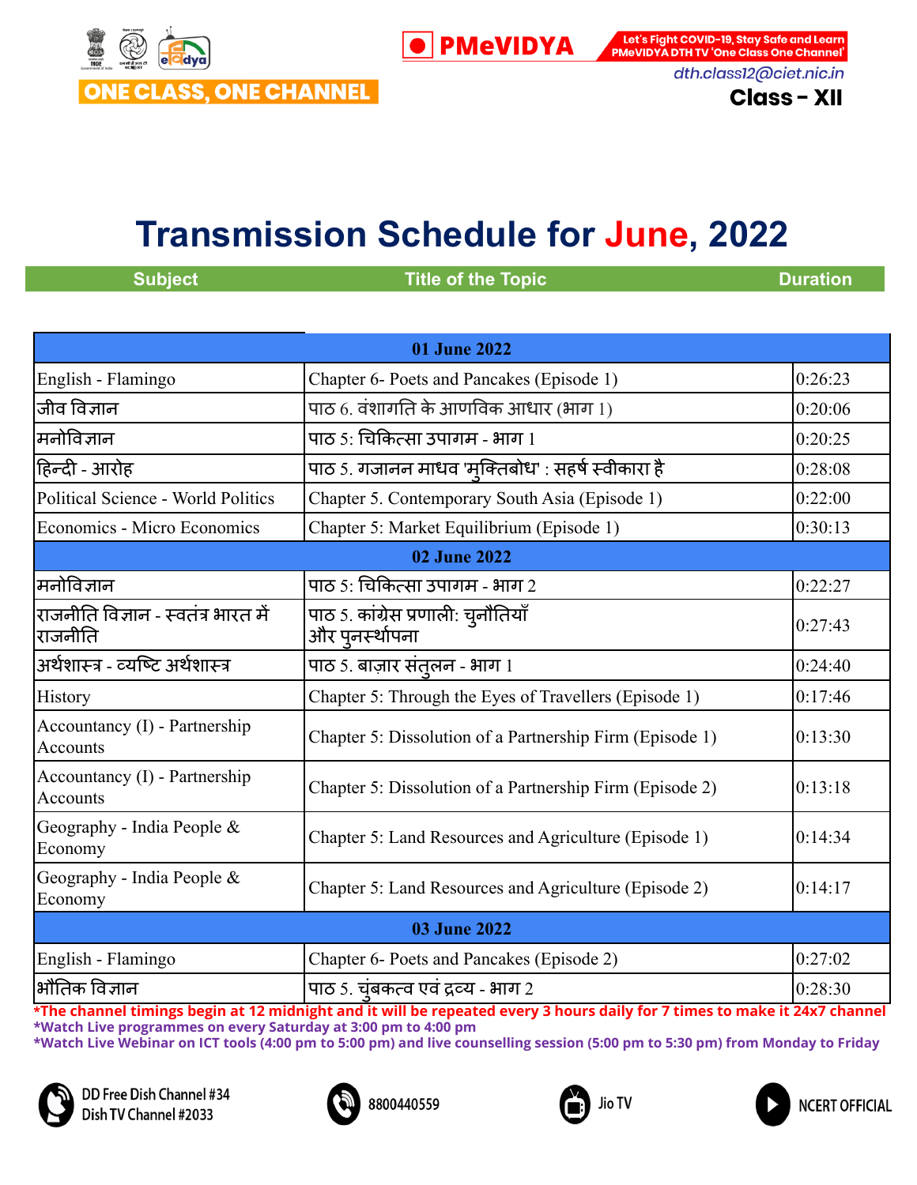ONE CLASS, ONE CHANNEL

PMeVIDYA

Let's Fight COVID-19, Stay Safe and Learn PMeVIDYA DTH TV 'One Class One Channel'

dth.class12@ciet.nic.in

**Class - XII**

# Transmission Schedule for June, 2022

| Subject | Title of the Topic | Duration |
|---|---|---|
| **01 June 2022** | | |
| English - Flamingo | Chapter 6- Poets and Pancakes (Episode 1) | 0:26:23 |
| जीव विज्ञान | पाठ 6. वंशागति के आणविक आधार (भाग 1) | 0:20:06 |
| मनोविज्ञान | पाठ 5: चिकित्सा उपागम - भाग 1 | 0:20:25 |
| हिन्दी - आरोह | पाठ 5. गजानन माधव 'मुक्तिबोध' : सहर्ष स्वीकारा है | 0:28:08 |
| Political Science - World Politics | Chapter 5. Contemporary South Asia (Episode 1) | 0:22:00 |
| Economics - Micro Economics | Chapter 5: Market Equilibrium (Episode 1) | 0:30:13 |
| **02 June 2022** | | |
| मनोविज्ञान | पाठ 5: चिकित्सा उपागम - भाग 2 | 0:22:27 |
| राजनीति विज्ञान - स्वतंत्र भारत में राजनीति | पाठ 5. कांग्रेस प्रणाली: चुनौतियाँ और पुनर्स्थापना | 0:27:43 |
| अर्थशास्त्र - व्यष्टि अर्थशास्त्र | पाठ 5. बाज़ार संतुलन - भाग 1 | 0:24:40 |
| History | Chapter 5: Through the Eyes of Travellers (Episode 1) | 0:17:46 |
| Accountancy (I) - Partnership Accounts | Chapter 5: Dissolution of a Partnership Firm (Episode 1) | 0:13:30 |
| Accountancy (I) - Partnership Accounts | Chapter 5: Dissolution of a Partnership Firm (Episode 2) | 0:13:18 |
| Geography - India People & Economy | Chapter 5: Land Resources and Agriculture (Episode 1) | 0:14:34 |
| Geography - India People & Economy | Chapter 5: Land Resources and Agriculture (Episode 2) | 0:14:17 |
| **03 June 2022** | | |
| English - Flamingo | Chapter 6- Poets and Pancakes (Episode 2) | 0:27:02 |
| भौतिक विज्ञान | पाठ 5. चुंबकत्व एवं द्रव्य - भाग 2 | 0:28:30 |

*The channel timings begin at 12 midnight and it will be repeated every 3 hours daily for 7 times to make it 24x7 channel

*Watch Live programmes on every Saturday at 3:00 pm to 4:00 pm

*Watch Live Webinar on ICT tools (4:00 pm to 5:00 pm) and live counselling session (5:00 pm to 5:30 pm) from Monday to Friday

DD Free Dish Channel #34
Dish TV Channel #2033

8800440559

Jio TV

NCERT OFFICIAL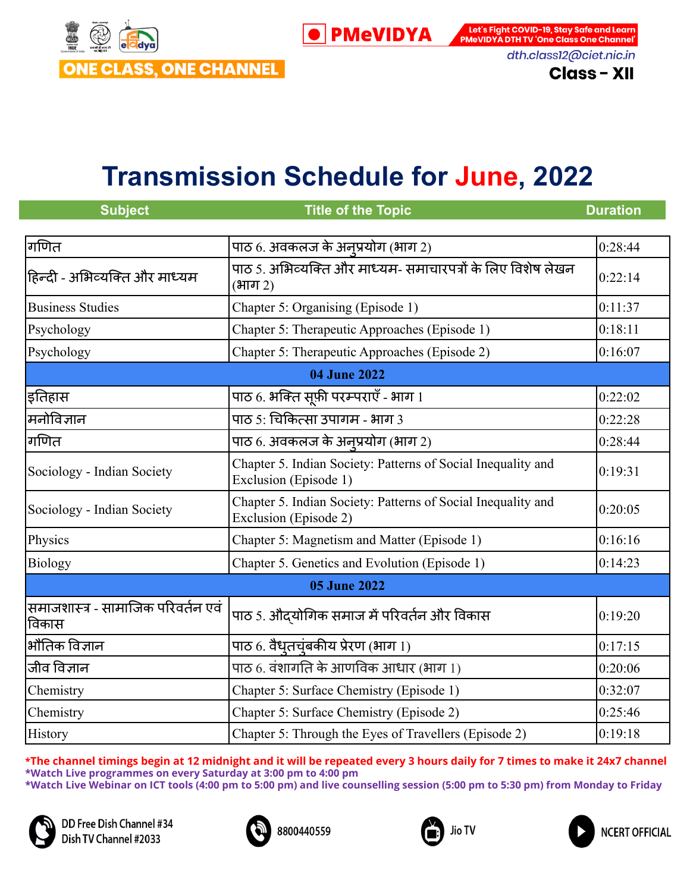ONE CLASS, ONE CHANNEL

PMeVIDYA

Let's Fight COVID-19, Stay Safe and Learn PMeVIDYA DTH TV 'One Class One Channel'

dth.class12@ciet.nic.in

Class - XII

# Transmission Schedule for June, 2022

| Subject | Title of the Topic | Duration |
|---|---|---|
| गणित | पाठ 6. अवकलज के अनुप्रयोग (भाग 2) | 0:28:44 |
| हिन्दी - अभिव्यक्ति और माध्यम | पाठ 5. अभिव्यक्ति और माध्यम- समाचारपत्रों के लिए विशेष लेखन (भाग 2) | 0:22:14 |
| Business Studies | Chapter 5: Organising (Episode 1) | 0:11:37 |
| Psychology | Chapter 5: Therapeutic Approaches (Episode 1) | 0:18:11 |
| Psychology | Chapter 5: Therapeutic Approaches (Episode 2) | 0:16:07 |
| **04 June 2022** | | |
| इतिहास | पाठ 6. भक्ति सूफ़ी परम्पराएँ - भाग 1 | 0:22:02 |
| मनोविज्ञान | पाठ 5: चिकित्सा उपागम - भाग 3 | 0:22:28 |
| गणित | पाठ 6. अवकलज के अनुप्रयोग (भाग 2) | 0:28:44 |
| Sociology - Indian Society | Chapter 5. Indian Society: Patterns of Social Inequality and Exclusion (Episode 1) | 0:19:31 |
| Sociology - Indian Society | Chapter 5. Indian Society: Patterns of Social Inequality and Exclusion (Episode 2) | 0:20:05 |
| Physics | Chapter 5: Magnetism and Matter (Episode 1) | 0:16:16 |
| Biology | Chapter 5. Genetics and Evolution (Episode 1) | 0:14:23 |
| **05 June 2022** | | |
| समाजशास्त्र - सामाजिक परिवर्तन एवं विकास | पाठ 5. औद्योगिक समाज में परिवर्तन और विकास | 0:19:20 |
| भौतिक विज्ञान | पाठ 6. वैधुतचुंबकीय प्रेरण (भाग 1) | 0:17:15 |
| जीव विज्ञान | पाठ 6. वंशागति के आणविक आधार (भाग 1) | 0:20:06 |
| Chemistry | Chapter 5: Surface Chemistry (Episode 1) | 0:32:07 |
| Chemistry | Chapter 5: Surface Chemistry (Episode 2) | 0:25:46 |
| History | Chapter 5: Through the Eyes of Travellers (Episode 2) | 0:19:18 |

*The channel timings begin at 12 midnight and it will be repeated every 3 hours daily for 7 times to make it 24x7 channel
*Watch Live programmes on every Saturday at 3:00 pm to 4:00 pm
*Watch Live Webinar on ICT tools (4:00 pm to 5:00 pm) and live counselling session (5:00 pm to 5:30 pm) from Monday to Friday

DD Free Dish Channel #34
Dish TV Channel #2033

8800440559

Jio TV

NCERT OFFICIAL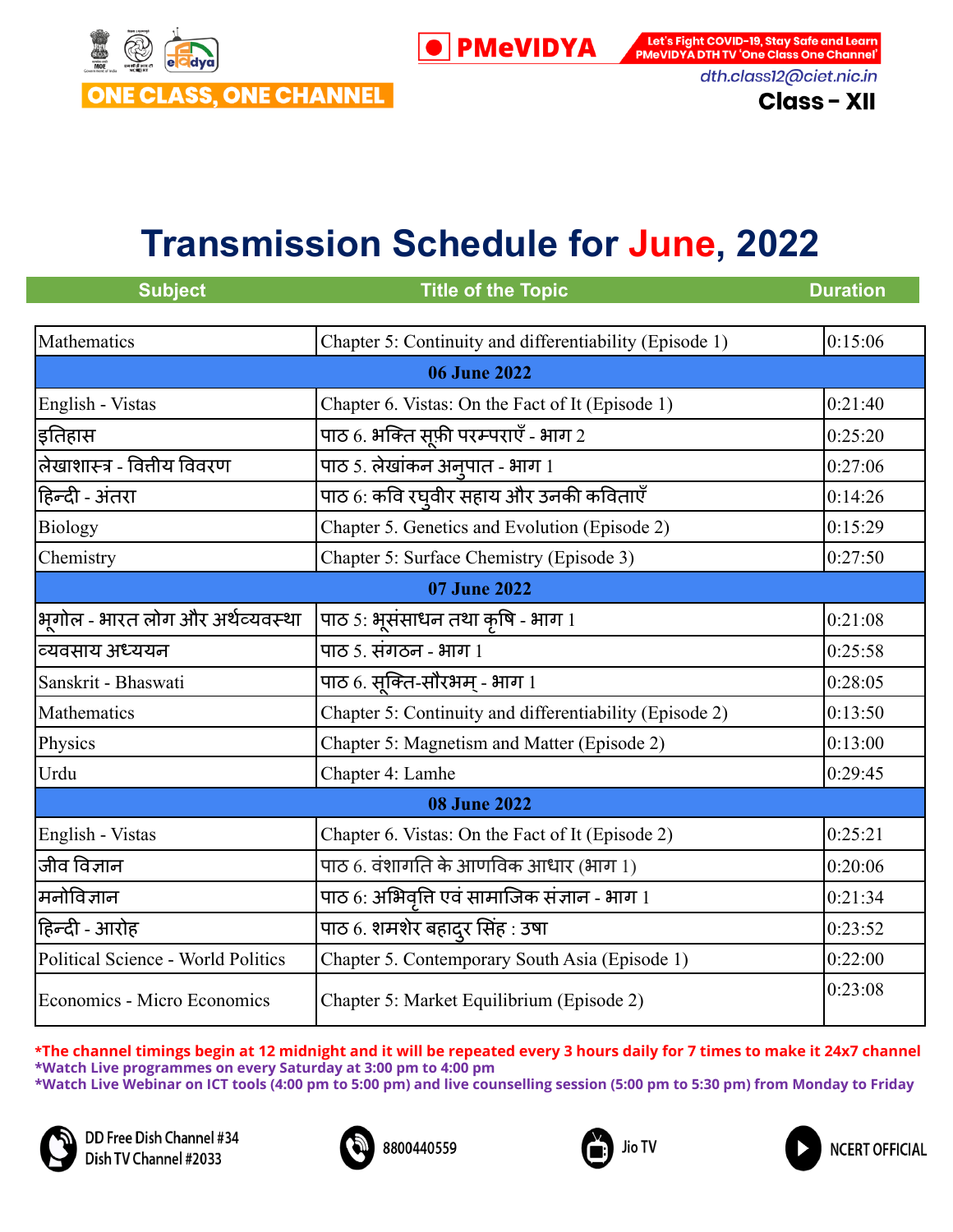ONE CLASS, ONE CHANNEL

PMeVIDYA

Let's Fight COVID-19, Stay Safe and Learn PMeVIDYA DTH TV 'One Class One Channel'

dth.class12@ciet.nic.in

**Class - XII**

# Transmission Schedule for June, 2022

| Subject | Title of the Topic | Duration |
|---|---|---|
| Mathematics | Chapter 5: Continuity and differentiability (Episode 1) | 0:15:06 |
| **06 June 2022** | | |
| English - Vistas | Chapter 6. Vistas: On the Fact of It (Episode 1) | 0:21:40 |
| इतिहास | पाठ 6. भक्ति सूफ़ी परम्पराएँ - भाग 2 | 0:25:20 |
| लेखाशास्त्र - वित्तीय विवरण | पाठ 5. लेखांकन अनुपात - भाग 1 | 0:27:06 |
| हिन्दी - अंतरा | पाठ 6: कवि रघुवीर सहाय और उनकी कविताएँ | 0:14:26 |
| Biology | Chapter 5. Genetics and Evolution (Episode 2) | 0:15:29 |
| Chemistry | Chapter 5: Surface Chemistry (Episode 3) | 0:27:50 |
| **07 June 2022** | | |
| भूगोल - भारत लोग और अर्थव्यवस्था | पाठ 5: भूसंसाधन तथा कृषि - भाग 1 | 0:21:08 |
| व्यवसाय अध्ययन | पाठ 5. संगठन - भाग 1 | 0:25:58 |
| Sanskrit - Bhaswati | पाठ 6. सूक्ति-सौरभम् - भाग 1 | 0:28:05 |
| Mathematics | Chapter 5: Continuity and differentiability (Episode 2) | 0:13:50 |
| Physics | Chapter 5: Magnetism and Matter (Episode 2) | 0:13:00 |
| Urdu | Chapter 4: Lamhe | 0:29:45 |
| **08 June 2022** | | |
| English - Vistas | Chapter 6. Vistas: On the Fact of It (Episode 2) | 0:25:21 |
| जीव विज्ञान | पाठ 6. वंशागति के आणविक आधार (भाग 1) | 0:20:06 |
| मनोविज्ञान | पाठ 6: अभिवृत्ति एवं सामाजिक संज्ञान - भाग 1 | 0:21:34 |
| हिन्दी - आरोह | पाठ 6. शमशेर बहादुर सिंह : उषा | 0:23:52 |
| Political Science - World Politics | Chapter 5. Contemporary South Asia (Episode 1) | 0:22:00 |
| Economics - Micro Economics | Chapter 5: Market Equilibrium (Episode 2) | 0:23:08 |

*The channel timings begin at 12 midnight and it will be repeated every 3 hours daily for 7 times to make it 24x7 channel
*Watch Live programmes on every Saturday at 3:00 pm to 4:00 pm
*Watch Live Webinar on ICT tools (4:00 pm to 5:00 pm) and live counselling session (5:00 pm to 5:30 pm) from Monday to Friday

DD Free Dish Channel #34
Dish TV Channel #2033

8800440559

Jio TV

NCERT OFFICIAL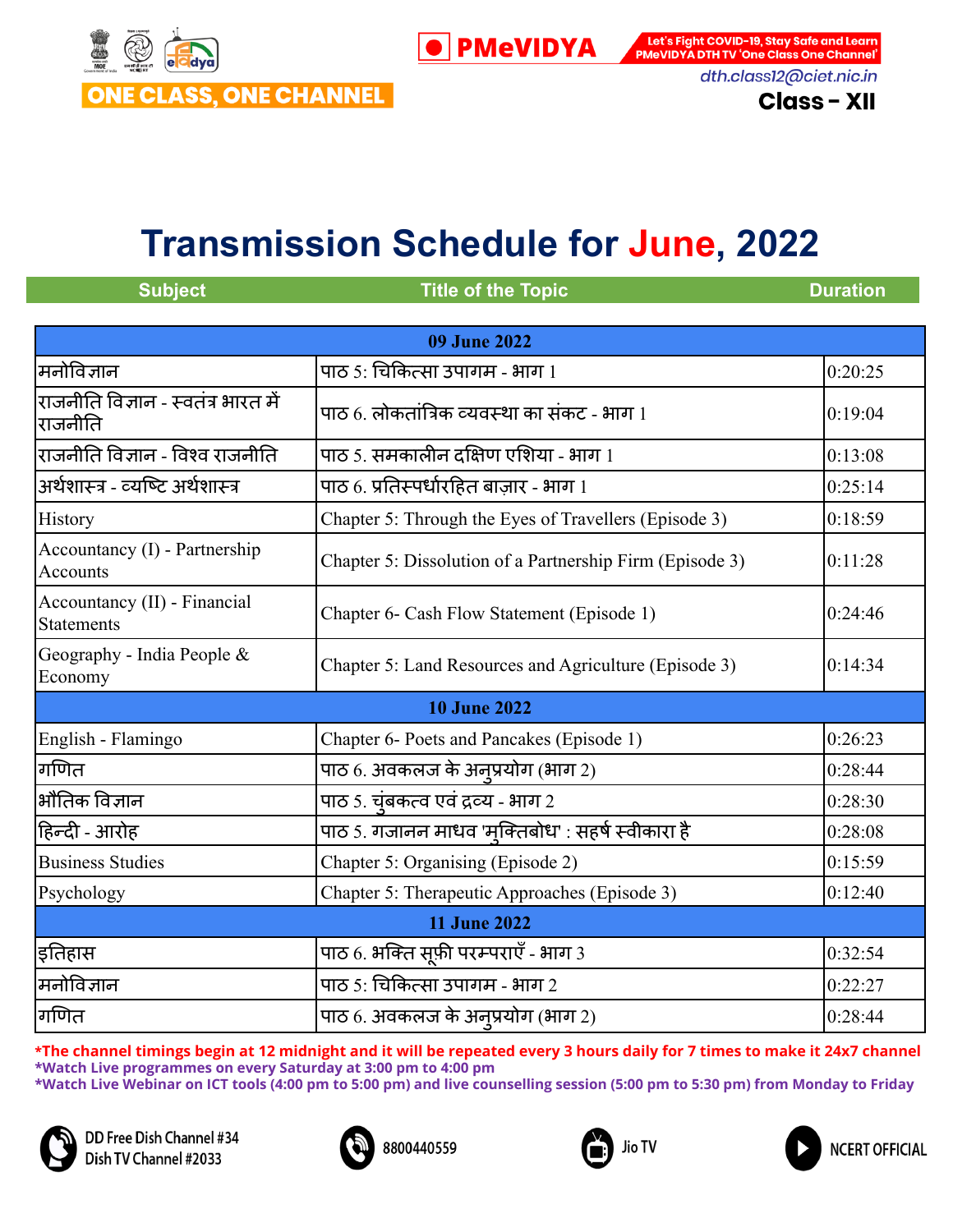ONE CLASS, ONE CHANNEL

PMeVIDYA

Let's Fight COVID-19, Stay Safe and Learn PMeVIDYA DTH TV 'One Class One Channel'

dth.class12@ciet.nic.in

Class - XII

# Transmission Schedule for June, 2022

| Subject | Title of the Topic | Duration |
|---|---|---|
| **09 June 2022** | | |
| मनोविज्ञान | पाठ 5: चिकित्सा उपागम - भाग 1 | 0:20:25 |
| राजनीति विज्ञान - स्वतंत्र भारत में राजनीति | पाठ 6. लोकतांत्रिक व्यवस्था का संकट - भाग 1 | 0:19:04 |
| राजनीति विज्ञान - विश्व राजनीति | पाठ 5. समकालीन दक्षिण एशिया - भाग 1 | 0:13:08 |
| अर्थशास्त्र - व्यष्टि अर्थशास्त्र | पाठ 6. प्रतिस्पर्धारहित बाज़ार - भाग 1 | 0:25:14 |
| History | Chapter 5: Through the Eyes of Travellers (Episode 3) | 0:18:59 |
| Accountancy (I) - Partnership Accounts | Chapter 5: Dissolution of a Partnership Firm (Episode 3) | 0:11:28 |
| Accountancy (II) - Financial Statements | Chapter 6- Cash Flow Statement (Episode 1) | 0:24:46 |
| Geography - India People & Economy | Chapter 5: Land Resources and Agriculture (Episode 3) | 0:14:34 |
| **10 June 2022** | | |
| English - Flamingo | Chapter 6- Poets and Pancakes (Episode 1) | 0:26:23 |
| गणित | पाठ 6. अवकलज के अनुप्रयोग (भाग 2) | 0:28:44 |
| भौतिक विज्ञान | पाठ 5. चुंबकत्व एवं द्रव्य - भाग 2 | 0:28:30 |
| हिन्दी - आरोह | पाठ 5. गजानन माधव 'मुक्तिबोध' : सहर्ष स्वीकारा है | 0:28:08 |
| Business Studies | Chapter 5: Organising (Episode 2) | 0:15:59 |
| Psychology | Chapter 5: Therapeutic Approaches (Episode 3) | 0:12:40 |
| **11 June 2022** | | |
| इतिहास | पाठ 6. भक्ति सूफ़ी परम्पराएँ - भाग 3 | 0:32:54 |
| मनोविज्ञान | पाठ 5: चिकित्सा उपागम - भाग 2 | 0:22:27 |
| गणित | पाठ 6. अवकलज के अनुप्रयोग (भाग 2) | 0:28:44 |

*The channel timings begin at 12 midnight and it will be repeated every 3 hours daily for 7 times to make it 24x7 channel
*Watch Live programmes on every Saturday at 3:00 pm to 4:00 pm
*Watch Live Webinar on ICT tools (4:00 pm to 5:00 pm) and live counselling session (5:00 pm to 5:30 pm) from Monday to Friday

DD Free Dish Channel #34
Dish TV Channel #2033

8800440559

Jio TV

NCERT OFFICIAL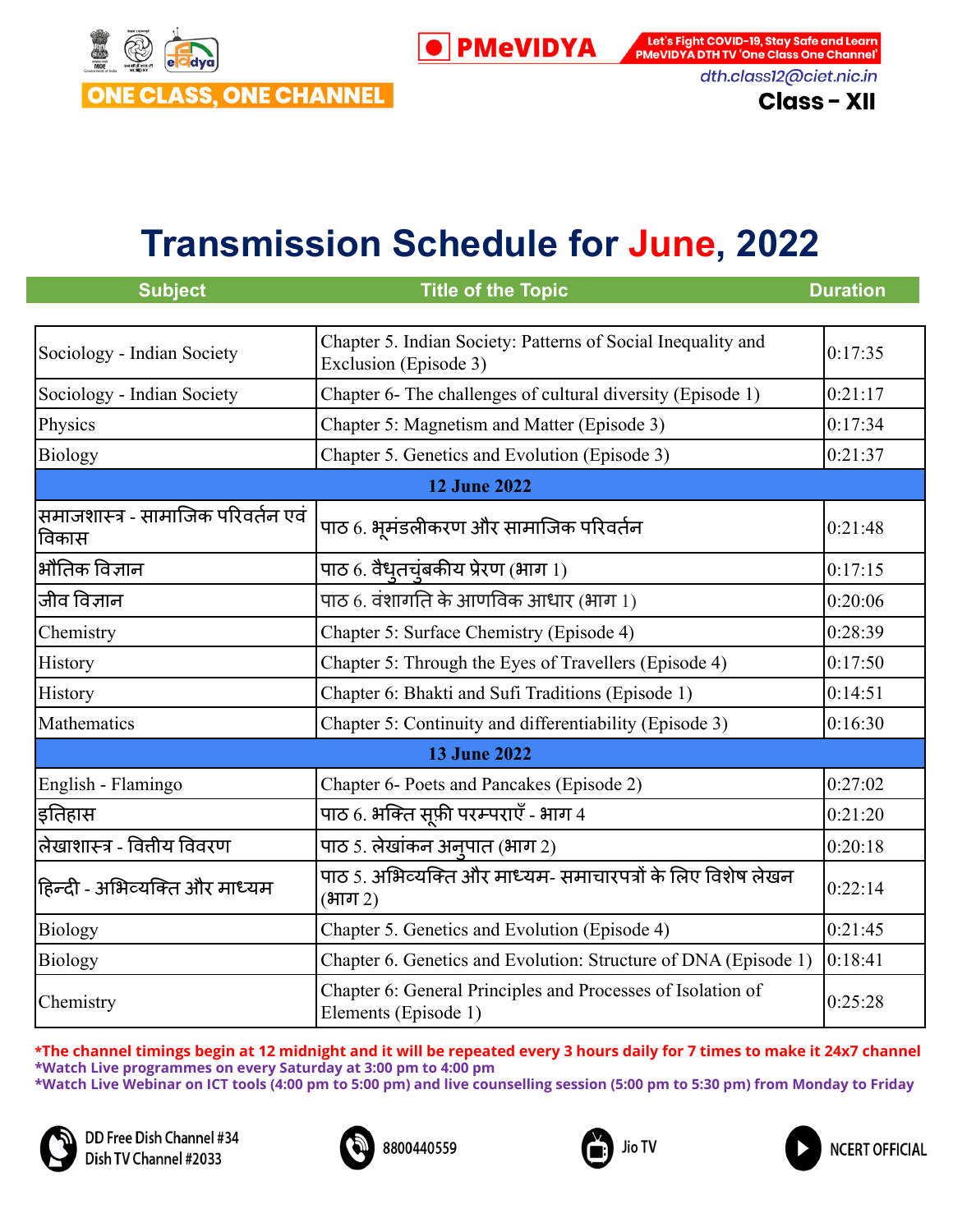ONE CLASS, ONE CHANNEL

PMeVIDYA

Let's Fight COVID-19, Stay Safe and Learn PMeVIDYA DTH TV 'One Class One Channel'

dth.class12@ciet.nic.in

Class - XII

# Transmission Schedule for June, 2022

| Subject | Title of the Topic | Duration |
|---|---|---|
| Sociology - Indian Society | Chapter 5. Indian Society: Patterns of Social Inequality and Exclusion (Episode 3) | 0:17:35 |
| Sociology - Indian Society | Chapter 6- The challenges of cultural diversity (Episode 1) | 0:21:17 |
| Physics | Chapter 5: Magnetism and Matter (Episode 3) | 0:17:34 |
| Biology | Chapter 5. Genetics and Evolution (Episode 3) | 0:21:37 |
| **12 June 2022** | | |
| समाजशास्त्र - सामाजिक परिवर्तन एवं विकास | पाठ 6. भूमंडलीकरण और सामाजिक परिवर्तन | 0:21:48 |
| भौतिक विज्ञान | पाठ 6. वैधुतचुंबकीय प्रेरण (भाग 1) | 0:17:15 |
| जीव विज्ञान | पाठ 6. वंशागति के आणविक आधार (भाग 1) | 0:20:06 |
| Chemistry | Chapter 5: Surface Chemistry (Episode 4) | 0:28:39 |
| History | Chapter 5: Through the Eyes of Travellers (Episode 4) | 0:17:50 |
| History | Chapter 6: Bhakti and Sufi Traditions (Episode 1) | 0:14:51 |
| Mathematics | Chapter 5: Continuity and differentiability (Episode 3) | 0:16:30 |
| **13 June 2022** | | |
| English - Flamingo | Chapter 6- Poets and Pancakes (Episode 2) | 0:27:02 |
| इतिहास | पाठ 6. भक्ति सूफ़ी परम्पराएँ - भाग 4 | 0:21:20 |
| लेखाशास्त्र - वित्तीय विवरण | पाठ 5. लेखांकन अनुपात (भाग 2) | 0:20:18 |
| हिन्दी - अभिव्यक्ति और माध्यम | पाठ 5. अभिव्यक्ति और माध्यम- समाचारपत्रों के लिए विशेष लेखन (भाग 2) | 0:22:14 |
| Biology | Chapter 5. Genetics and Evolution (Episode 4) | 0:21:45 |
| Biology | Chapter 6. Genetics and Evolution: Structure of DNA (Episode 1) | 0:18:41 |
| Chemistry | Chapter 6: General Principles and Processes of Isolation of Elements (Episode 1) | 0:25:28 |

*The channel timings begin at 12 midnight and it will be repeated every 3 hours daily for 7 times to make it 24x7 channel
*Watch Live programmes on every Saturday at 3:00 pm to 4:00 pm
*Watch Live Webinar on ICT tools (4:00 pm to 5:00 pm) and live counselling session (5:00 pm to 5:30 pm) from Monday to Friday

DD Free Dish Channel #34
Dish TV Channel #2033

8800440559

Jio TV

NCERT OFFICIAL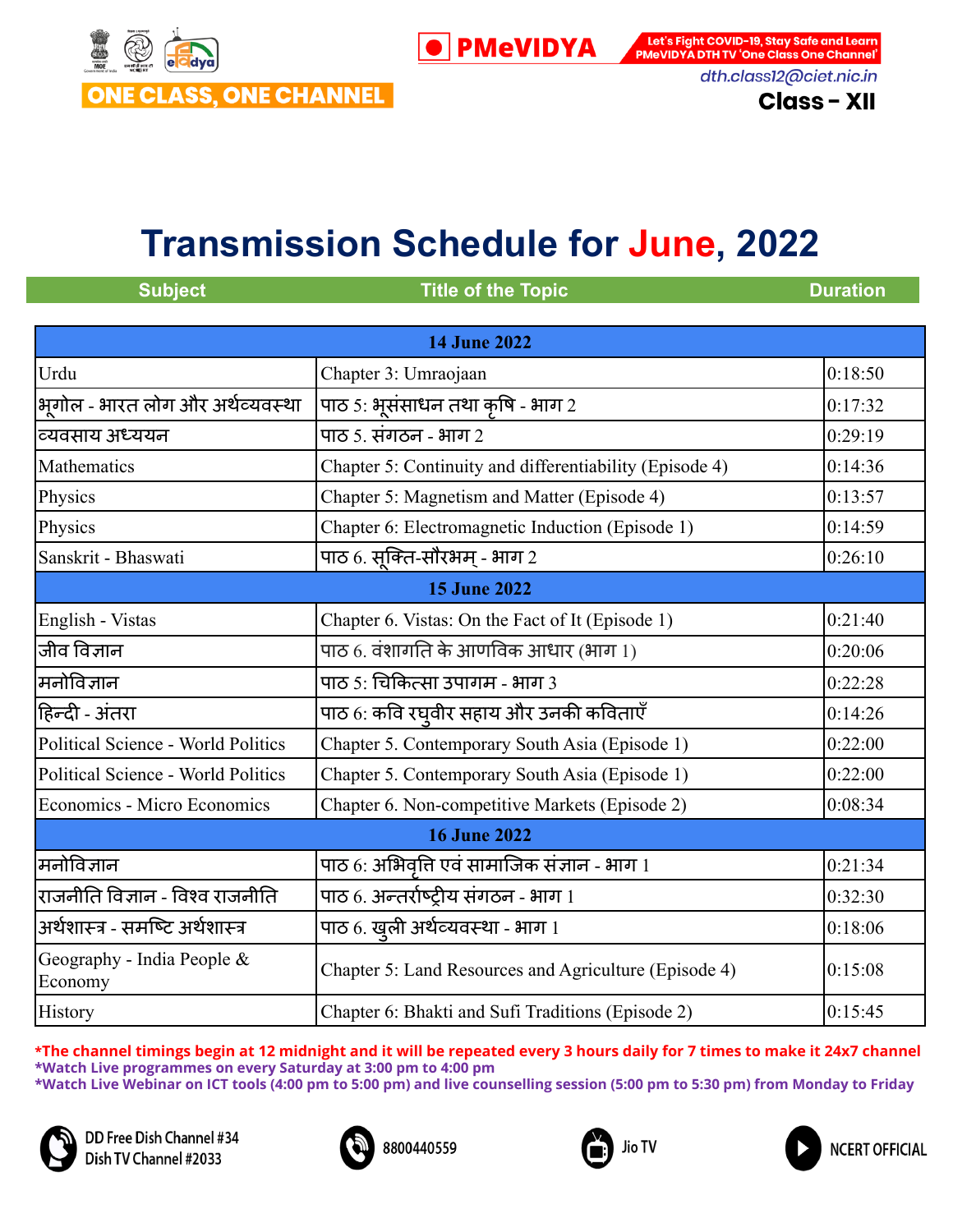ONE CLASS, ONE CHANNEL

PMeVIDYA

Let's Fight COVID-19, Stay Safe and Learn PMeVIDYA DTH TV 'One Class One Channel'

dth.class12@ciet.nic.in

**Class - XII**

# Transmission Schedule for June, 2022

| Subject | Title of the Topic | Duration |
|---|---|---|
| **14 June 2022** | | |
| Urdu | Chapter 3: Umraojaan | 0:18:50 |
| भूगोल - भारत लोग और अर्थव्यवस्था | पाठ 5: भूसंसाधन तथा कृषि - भाग 2 | 0:17:32 |
| व्यवसाय अध्ययन | पाठ 5. संगठन - भाग 2 | 0:29:19 |
| Mathematics | Chapter 5: Continuity and differentiability (Episode 4) | 0:14:36 |
| Physics | Chapter 5: Magnetism and Matter (Episode 4) | 0:13:57 |
| Physics | Chapter 6: Electromagnetic Induction (Episode 1) | 0:14:59 |
| Sanskrit - Bhaswati | पाठ 6. सूक्ति-सौरभम् - भाग 2 | 0:26:10 |
| **15 June 2022** | | |
| English - Vistas | Chapter 6. Vistas: On the Fact of It (Episode 1) | 0:21:40 |
| जीव विज्ञान | पाठ 6. वंशागति के आणविक आधार (भाग 1) | 0:20:06 |
| मनोविज्ञान | पाठ 5: चिकित्सा उपागम - भाग 3 | 0:22:28 |
| हिन्दी - अंतरा | पाठ 6: कवि रघुवीर सहाय और उनकी कविताएँ | 0:14:26 |
| Political Science - World Politics | Chapter 5. Contemporary South Asia (Episode 1) | 0:22:00 |
| Political Science - World Politics | Chapter 5. Contemporary South Asia (Episode 1) | 0:22:00 |
| Economics - Micro Economics | Chapter 6. Non-competitive Markets (Episode 2) | 0:08:34 |
| **16 June 2022** | | |
| मनोविज्ञान | पाठ 6: अभिवृत्ति एवं सामाजिक संज्ञान - भाग 1 | 0:21:34 |
| राजनीति विज्ञान - विश्व राजनीति | पाठ 6. अन्तर्राष्ट्रीय संगठन - भाग 1 | 0:32:30 |
| अर्थशास्त्र - समष्टि अर्थशास्त्र | पाठ 6. खुली अर्थव्यवस्था - भाग 1 | 0:18:06 |
| Geography - India People & Economy | Chapter 5: Land Resources and Agriculture (Episode 4) | 0:15:08 |
| History | Chapter 6: Bhakti and Sufi Traditions (Episode 2) | 0:15:45 |

*The channel timings begin at 12 midnight and it will be repeated every 3 hours daily for 7 times to make it 24x7 channel
*Watch Live programmes on every Saturday at 3:00 pm to 4:00 pm
*Watch Live Webinar on ICT tools (4:00 pm to 5:00 pm) and live counselling session (5:00 pm to 5:30 pm) from Monday to Friday

DD Free Dish Channel #34
Dish TV Channel #2033

8800440559

Jio TV

NCERT OFFICIAL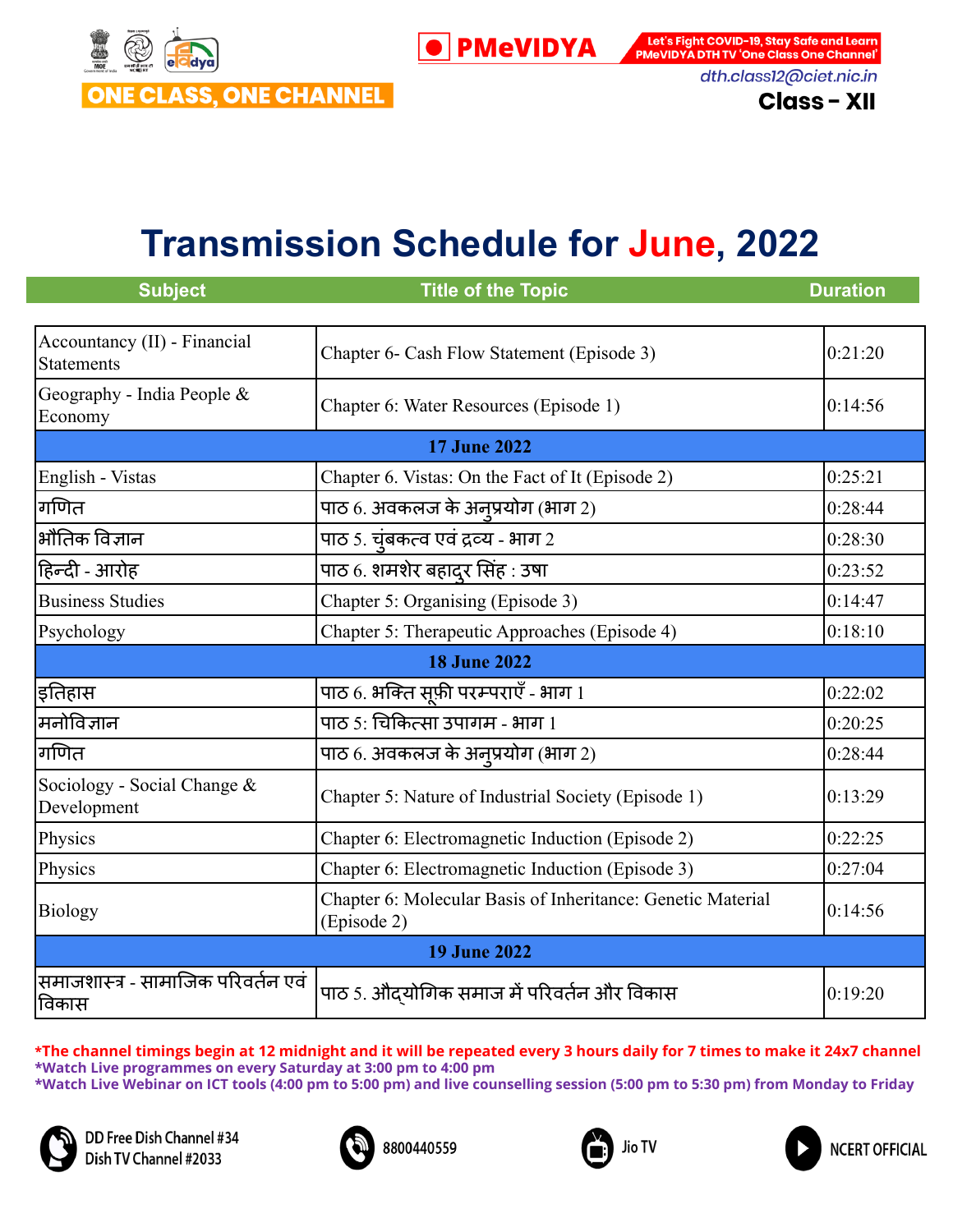ONE CLASS, ONE CHANNEL

PMeVIDYA

Let's Fight COVID-19, Stay Safe and Learn PMeVIDYA DTH TV 'One Class One Channel'

dth.class12@ciet.nic.in

**Class - XII**

# Transmission Schedule for June, 2022

| Subject | Title of the Topic | Duration |
|---|---|---|
| Accountancy (II) - Financial Statements | Chapter 6- Cash Flow Statement (Episode 3) | 0:21:20 |
| Geography - India People & Economy | Chapter 6: Water Resources (Episode 1) | 0:14:56 |
| **17 June 2022** | | |
| English - Vistas | Chapter 6. Vistas: On the Fact of It (Episode 2) | 0:25:21 |
| गणित | पाठ 6. अवकलज के अनुप्रयोग (भाग 2) | 0:28:44 |
| भौतिक विज्ञान | पाठ 5. चुंबकत्व एवं द्रव्य - भाग 2 | 0:28:30 |
| हिन्दी - आरोह | पाठ 6. शमशेर बहादुर सिंह : उषा | 0:23:52 |
| Business Studies | Chapter 5: Organising (Episode 3) | 0:14:47 |
| Psychology | Chapter 5: Therapeutic Approaches (Episode 4) | 0:18:10 |
| **18 June 2022** | | |
| इतिहास | पाठ 6. भक्ति सूफ़ी परम्पराएँ - भाग 1 | 0:22:02 |
| मनोविज्ञान | पाठ 5: चिकित्सा उपागम - भाग 1 | 0:20:25 |
| गणित | पाठ 6. अवकलज के अनुप्रयोग (भाग 2) | 0:28:44 |
| Sociology - Social Change & Development | Chapter 5: Nature of Industrial Society (Episode 1) | 0:13:29 |
| Physics | Chapter 6: Electromagnetic Induction (Episode 2) | 0:22:25 |
| Physics | Chapter 6: Electromagnetic Induction (Episode 3) | 0:27:04 |
| Biology | Chapter 6: Molecular Basis of Inheritance: Genetic Material (Episode 2) | 0:14:56 |
| **19 June 2022** | | |
| समाजशास्त्र - सामाजिक परिवर्तन एवं विकास | पाठ 5. औद्योगिक समाज में परिवर्तन और विकास | 0:19:20 |

*The channel timings begin at 12 midnight and it will be repeated every 3 hours daily for 7 times to make it 24x7 channel
*Watch Live programmes on every Saturday at 3:00 pm to 4:00 pm
*Watch Live Webinar on ICT tools (4:00 pm to 5:00 pm) and live counselling session (5:00 pm to 5:30 pm) from Monday to Friday

DD Free Dish Channel #34
Dish TV Channel #2033

8800440559

Jio TV

NCERT OFFICIAL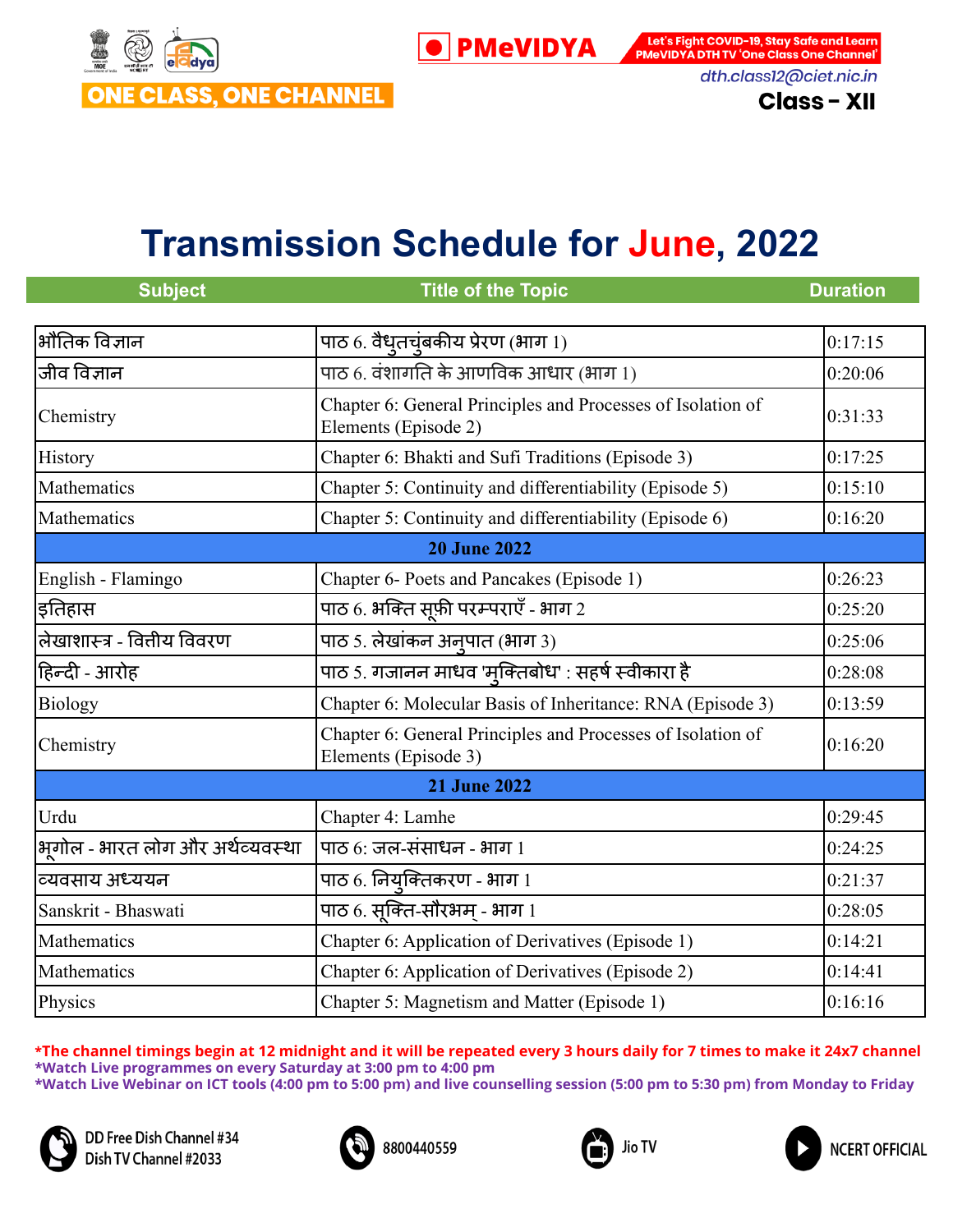ONE CLASS, ONE CHANNEL

PMeVIDYA

Let's Fight COVID-19, Stay Safe and Learn PMeVIDYA DTH TV 'One Class One Channel'

dth.class12@ciet.nic.in

**Class - XII**

# Transmission Schedule for June, 2022

| Subject | Title of the Topic | Duration |
|---|---|---|
| भौतिक विज्ञान | पाठ 6. वैधुतचुंबकीय प्रेरण (भाग 1) | 0:17:15 |
| जीव विज्ञान | पाठ 6. वंशागति के आणविक आधार (भाग 1) | 0:20:06 |
| Chemistry | Chapter 6: General Principles and Processes of Isolation of Elements (Episode 2) | 0:31:33 |
| History | Chapter 6: Bhakti and Sufi Traditions (Episode 3) | 0:17:25 |
| Mathematics | Chapter 5: Continuity and differentiability (Episode 5) | 0:15:10 |
| Mathematics | Chapter 5: Continuity and differentiability (Episode 6) | 0:16:20 |
| **20 June 2022** | | |
| English - Flamingo | Chapter 6- Poets and Pancakes (Episode 1) | 0:26:23 |
| इतिहास | पाठ 6. भक्ति सूफ़ी परम्पराएँ - भाग 2 | 0:25:20 |
| लेखाशास्त्र - वित्तीय विवरण | पाठ 5. लेखांकन अनुपात (भाग 3) | 0:25:06 |
| हिन्दी - आरोह | पाठ 5. गजानन माधव 'मुक्तिबोध' : सहर्ष स्वीकारा है | 0:28:08 |
| Biology | Chapter 6: Molecular Basis of Inheritance: RNA (Episode 3) | 0:13:59 |
| Chemistry | Chapter 6: General Principles and Processes of Isolation of Elements (Episode 3) | 0:16:20 |
| **21 June 2022** | | |
| Urdu | Chapter 4: Lamhe | 0:29:45 |
| भूगोल - भारत लोग और अर्थव्यवस्था | पाठ 6: जल-संसाधन - भाग 1 | 0:24:25 |
| व्यवसाय अध्ययन | पाठ 6. नियुक्तिकरण - भाग 1 | 0:21:37 |
| Sanskrit - Bhaswati | पाठ 6. सूक्ति-सौरभम् - भाग 1 | 0:28:05 |
| Mathematics | Chapter 6: Application of Derivatives (Episode 1) | 0:14:21 |
| Mathematics | Chapter 6: Application of Derivatives (Episode 2) | 0:14:41 |
| Physics | Chapter 5: Magnetism and Matter (Episode 1) | 0:16:16 |

*The channel timings begin at 12 midnight and it will be repeated every 3 hours daily for 7 times to make it 24x7 channel
*Watch Live programmes on every Saturday at 3:00 pm to 4:00 pm
*Watch Live Webinar on ICT tools (4:00 pm to 5:00 pm) and live counselling session (5:00 pm to 5:30 pm) from Monday to Friday

DD Free Dish Channel #34
Dish TV Channel #2033

8800440559

Jio TV

NCERT OFFICIAL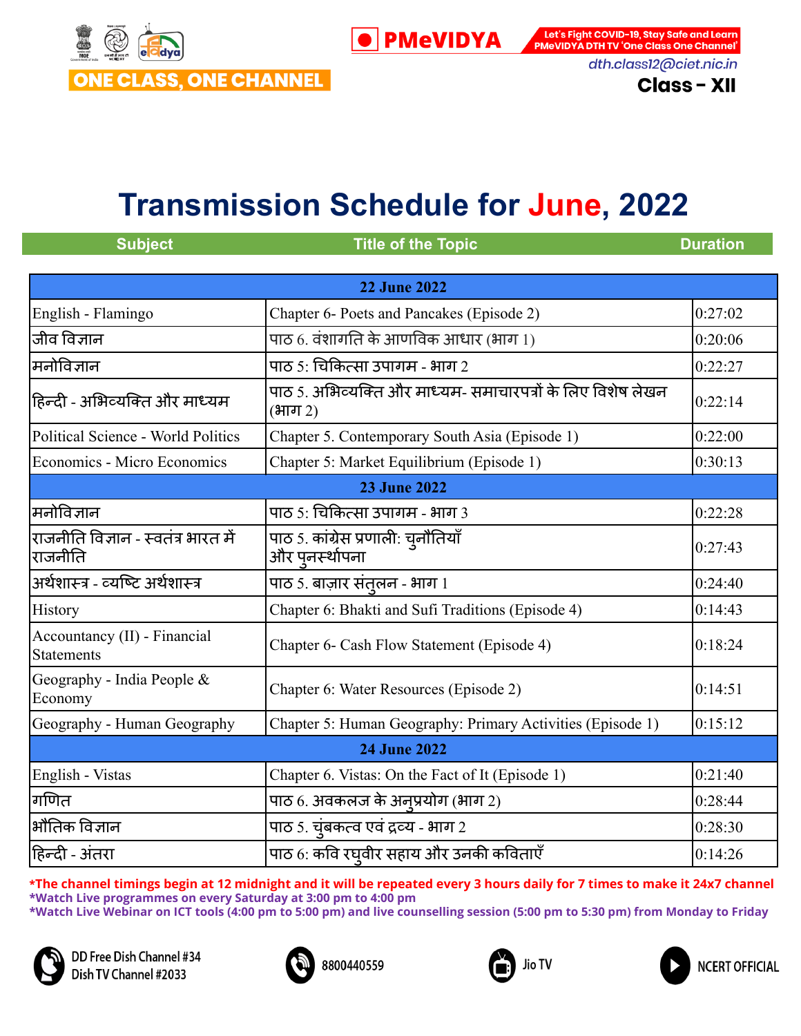ONE CLASS, ONE CHANNEL

PMeVIDYA

Let's Fight COVID-19, Stay Safe and Learn PMeVIDYA DTH TV 'One Class One Channel'

dth.class12@ciet.nic.in

**Class - XII**

# Transmission Schedule for June, 2022

| Subject | Title of the Topic | Duration |
|---|---|---|
| **22 June 2022** | | |
| English - Flamingo | Chapter 6- Poets and Pancakes (Episode 2) | 0:27:02 |
| जीव विज्ञान | पाठ 6. वंशागति के आणविक आधार (भाग 1) | 0:20:06 |
| मनोविज्ञान | पाठ 5: चिकित्सा उपागम - भाग 2 | 0:22:27 |
| हिन्दी - अभिव्यक्ति और माध्यम | पाठ 5. अभिव्यक्ति और माध्यम- समाचारपत्रों के लिए विशेष लेखन (भाग 2) | 0:22:14 |
| Political Science - World Politics | Chapter 5. Contemporary South Asia (Episode 1) | 0:22:00 |
| Economics - Micro Economics | Chapter 5: Market Equilibrium (Episode 1) | 0:30:13 |
| **23 June 2022** | | |
| मनोविज्ञान | पाठ 5: चिकित्सा उपागम - भाग 3 | 0:22:28 |
| राजनीति विज्ञान - स्वतंत्र भारत में राजनीति | पाठ 5. कांग्रेस प्रणाली: चुनौतियाँ और पुनर्स्थापना | 0:27:43 |
| अर्थशास्त्र - व्यष्टि अर्थशास्त्र | पाठ 5. बाज़ार संतुलन - भाग 1 | 0:24:40 |
| History | Chapter 6: Bhakti and Sufi Traditions (Episode 4) | 0:14:43 |
| Accountancy (II) - Financial Statements | Chapter 6- Cash Flow Statement (Episode 4) | 0:18:24 |
| Geography - India People & Economy | Chapter 6: Water Resources (Episode 2) | 0:14:51 |
| Geography - Human Geography | Chapter 5: Human Geography: Primary Activities (Episode 1) | 0:15:12 |
| **24 June 2022** | | |
| English - Vistas | Chapter 6. Vistas: On the Fact of It (Episode 1) | 0:21:40 |
| गणित | पाठ 6. अवकलज के अनुप्रयोग (भाग 2) | 0:28:44 |
| भौतिक विज्ञान | पाठ 5. चुंबकत्व एवं द्रव्य - भाग 2 | 0:28:30 |
| हिन्दी - अंतरा | पाठ 6: कवि रघुवीर सहाय और उनकी कविताएँ | 0:14:26 |

*The channel timings begin at 12 midnight and it will be repeated every 3 hours daily for 7 times to make it 24x7 channel
*Watch Live programmes on every Saturday at 3:00 pm to 4:00 pm
*Watch Live Webinar on ICT tools (4:00 pm to 5:00 pm) and live counselling session (5:00 pm to 5:30 pm) from Monday to Friday

DD Free Dish Channel #34
Dish TV Channel #2033

8800440559

Jio TV

NCERT OFFICIAL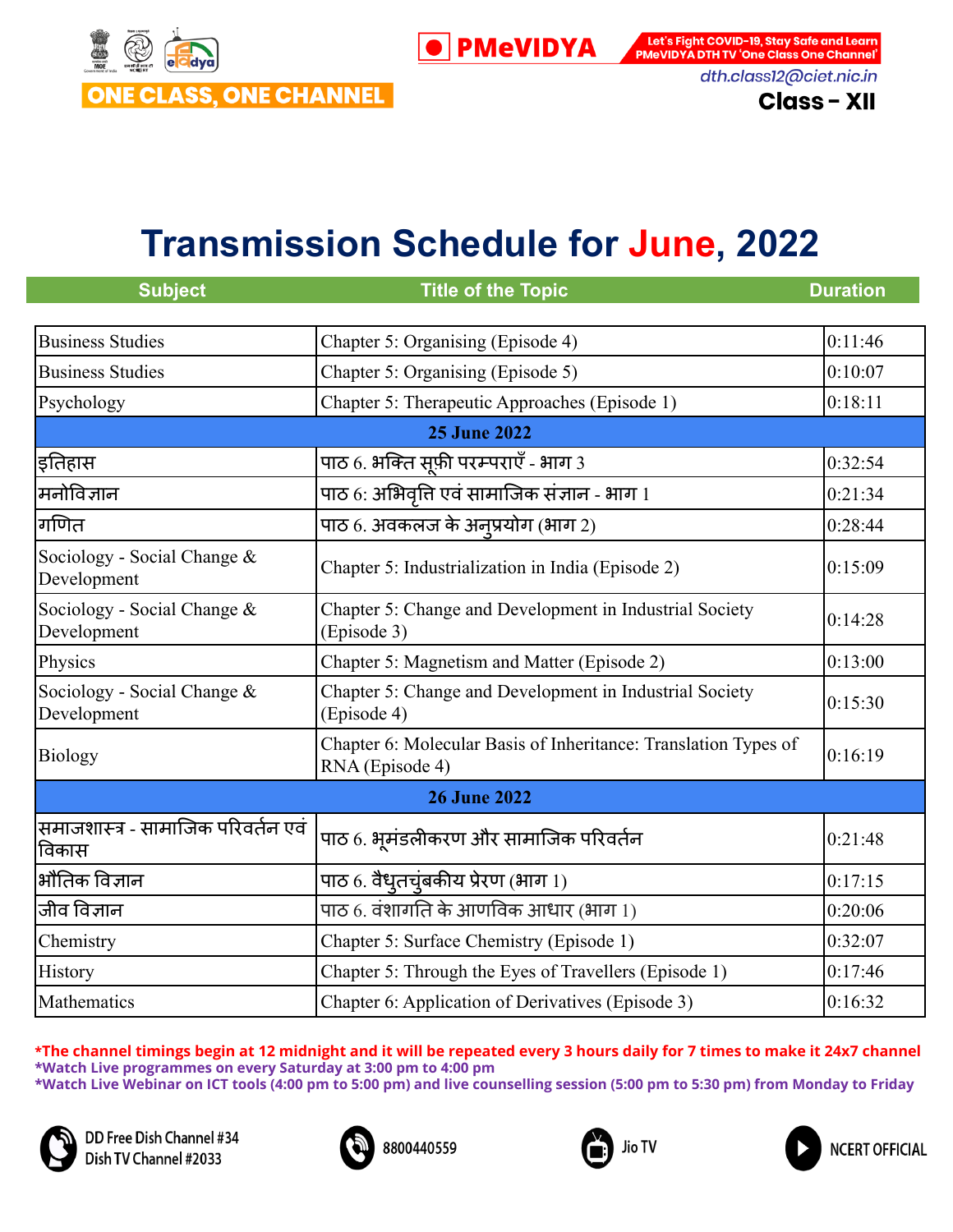ONE CLASS, ONE CHANNEL

PMeVIDYA

Let's Fight COVID-19, Stay Safe and Learn PMeVIDYA DTH TV 'One Class One Channel'

dth.class12@ciet.nic.in

**Class - XII**

# Transmission Schedule for June, 2022

| Subject | Title of the Topic | Duration |
|---|---|---|
| Business Studies | Chapter 5: Organising (Episode 4) | 0:11:46 |
| Business Studies | Chapter 5: Organising (Episode 5) | 0:10:07 |
| Psychology | Chapter 5: Therapeutic Approaches (Episode 1) | 0:18:11 |
| **25 June 2022** | | |
| इतिहास | पाठ 6. भक्ति सूफ़ी परम्पराएँ - भाग 3 | 0:32:54 |
| मनोविज्ञान | पाठ 6: अभिवृत्ति एवं सामाजिक संज्ञान - भाग 1 | 0:21:34 |
| गणित | पाठ 6. अवकलज के अनुप्रयोग (भाग 2) | 0:28:44 |
| Sociology - Social Change & Development | Chapter 5: Industrialization in India (Episode 2) | 0:15:09 |
| Sociology - Social Change & Development | Chapter 5: Change and Development in Industrial Society (Episode 3) | 0:14:28 |
| Physics | Chapter 5: Magnetism and Matter (Episode 2) | 0:13:00 |
| Sociology - Social Change & Development | Chapter 5: Change and Development in Industrial Society (Episode 4) | 0:15:30 |
| Biology | Chapter 6: Molecular Basis of Inheritance: Translation Types of RNA (Episode 4) | 0:16:19 |
| **26 June 2022** | | |
| समाजशास्त्र - सामाजिक परिवर्तन एवं विकास | पाठ 6. भूमंडलीकरण और सामाजिक परिवर्तन | 0:21:48 |
| भौतिक विज्ञान | पाठ 6. वैधुतचुंबकीय प्रेरण (भाग 1) | 0:17:15 |
| जीव विज्ञान | पाठ 6. वंशागति के आणविक आधार (भाग 1) | 0:20:06 |
| Chemistry | Chapter 5: Surface Chemistry (Episode 1) | 0:32:07 |
| History | Chapter 5: Through the Eyes of Travellers (Episode 1) | 0:17:46 |
| Mathematics | Chapter 6: Application of Derivatives (Episode 3) | 0:16:32 |

**\*The channel timings begin at 12 midnight and it will be repeated every 3 hours daily for 7 times to make it 24x7 channel**

**\*Watch Live programmes on every Saturday at 3:00 pm to 4:00 pm**

**\*Watch Live Webinar on ICT tools (4:00 pm to 5:00 pm) and live counselling session (5:00 pm to 5:30 pm) from Monday to Friday**

DD Free Dish Channel #34
Dish TV Channel #2033

8800440559

Jio TV

NCERT OFFICIAL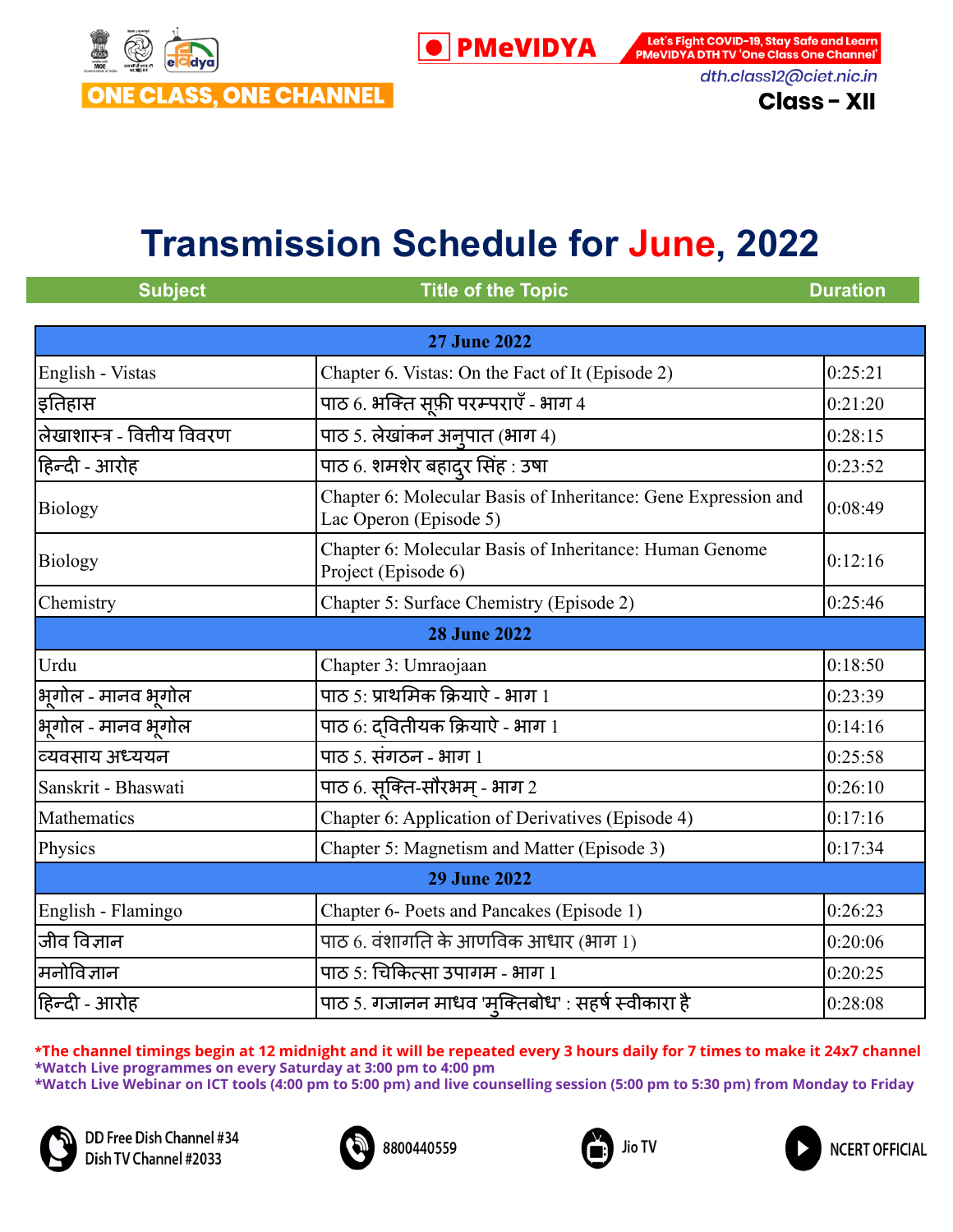ONE CLASS, ONE CHANNEL

PMeVIDYA

Let's Fight COVID-19, Stay Safe and Learn PMeVIDYA DTH TV 'One Class One Channel'

dth.class12@ciet.nic.in

**Class - XII**

# Transmission Schedule for June, 2022

| Subject | Title of the Topic | Duration |
|---|---|---|
| **27 June 2022** | | |
| English - Vistas | Chapter 6. Vistas: On the Fact of It (Episode 2) | 0:25:21 |
| इतिहास | पाठ 6. भक्ति सूफ़ी परम्पराएँ - भाग 4 | 0:21:20 |
| लेखाशास्त्र - वित्तीय विवरण | पाठ 5. लेखांकन अनुपात (भाग 4) | 0:28:15 |
| हिन्दी - आरोह | पाठ 6. शमशेर बहादुर सिंह : उषा | 0:23:52 |
| Biology | Chapter 6: Molecular Basis of Inheritance: Gene Expression and Lac Operon (Episode 5) | 0:08:49 |
| Biology | Chapter 6: Molecular Basis of Inheritance: Human Genome Project (Episode 6) | 0:12:16 |
| Chemistry | Chapter 5: Surface Chemistry (Episode 2) | 0:25:46 |
| **28 June 2022** | | |
| Urdu | Chapter 3: Umraojaan | 0:18:50 |
| भूगोल - मानव भूगोल | पाठ 5: प्राथमिक क्रियाऐ - भाग 1 | 0:23:39 |
| भूगोल - मानव भूगोल | पाठ 6: द्वितीयक क्रियाऐ - भाग 1 | 0:14:16 |
| व्यवसाय अध्ययन | पाठ 5. संगठन - भाग 1 | 0:25:58 |
| Sanskrit - Bhaswati | पाठ 6. सूक्ति-सौरभम् - भाग 2 | 0:26:10 |
| Mathematics | Chapter 6: Application of Derivatives (Episode 4) | 0:17:16 |
| Physics | Chapter 5: Magnetism and Matter (Episode 3) | 0:17:34 |
| **29 June 2022** | | |
| English - Flamingo | Chapter 6- Poets and Pancakes (Episode 1) | 0:26:23 |
| जीव विज्ञान | पाठ 6. वंशागति के आणविक आधार (भाग 1) | 0:20:06 |
| मनोविज्ञान | पाठ 5: चिकित्सा उपागम - भाग 1 | 0:20:25 |
| हिन्दी - आरोह | पाठ 5. गजानन माधव 'मुक्तिबोध' : सहर्ष स्वीकारा है | 0:28:08 |

*The channel timings begin at 12 midnight and it will be repeated every 3 hours daily for 7 times to make it 24x7 channel

*Watch Live programmes on every Saturday at 3:00 pm to 4:00 pm

*Watch Live Webinar on ICT tools (4:00 pm to 5:00 pm) and live counselling session (5:00 pm to 5:30 pm) from Monday to Friday

DD Free Dish Channel #34 Dish TV Channel #2033 | 8800440559 | Jio TV | NCERT OFFICIAL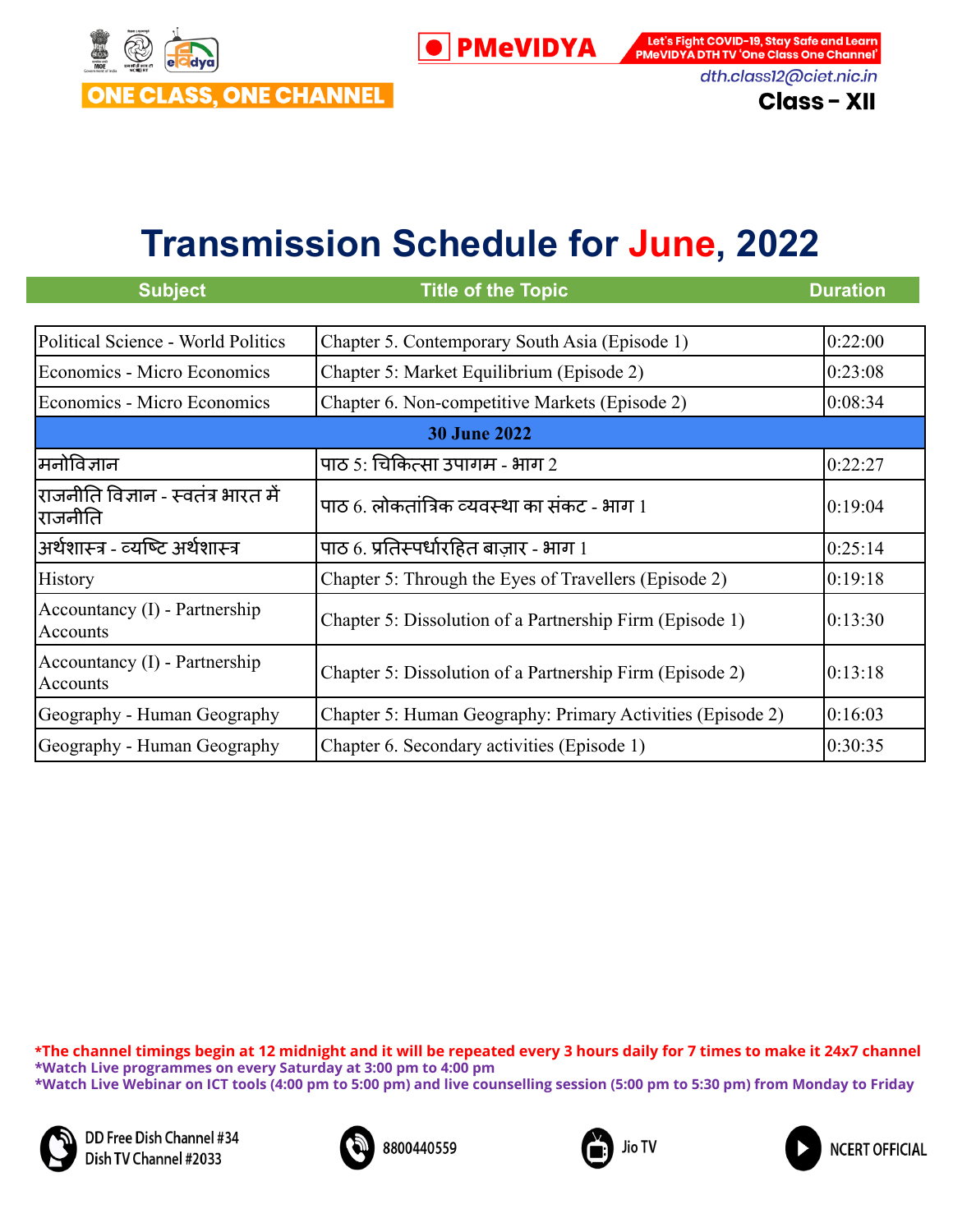ONE CLASS, ONE CHANNEL

PMeVIDYA

Let's Fight COVID-19, Stay Safe and Learn PMeVIDYA DTH TV 'One Class One Channel'

dth.class12@ciet.nic.in

**Class - XII**

# Transmission Schedule for June, 2022

| Subject | Title of the Topic | Duration |
|---|---|---|
| Political Science - World Politics | Chapter 5. Contemporary South Asia (Episode 1) | 0:22:00 |
| Economics - Micro Economics | Chapter 5: Market Equilibrium (Episode 2) | 0:23:08 |
| Economics - Micro Economics | Chapter 6. Non-competitive Markets (Episode 2) | 0:08:34 |
| **30 June 2022** | | |
| मनोविज्ञान | पाठ 5: चिकित्सा उपागम - भाग 2 | 0:22:27 |
| राजनीति विज्ञान - स्वतंत्र भारत में राजनीति | पाठ 6. लोकतांत्रिक व्यवस्था का संकट - भाग 1 | 0:19:04 |
| अर्थशास्त्र - व्यष्टि अर्थशास्त्र | पाठ 6. प्रतिस्पर्धारहित बाज़ार - भाग 1 | 0:25:14 |
| History | Chapter 5: Through the Eyes of Travellers (Episode 2) | 0:19:18 |
| Accountancy (I) - Partnership Accounts | Chapter 5: Dissolution of a Partnership Firm (Episode 1) | 0:13:30 |
| Accountancy (I) - Partnership Accounts | Chapter 5: Dissolution of a Partnership Firm (Episode 2) | 0:13:18 |
| Geography - Human Geography | Chapter 5: Human Geography: Primary Activities (Episode 2) | 0:16:03 |
| Geography - Human Geography | Chapter 6. Secondary activities (Episode 1) | 0:30:35 |

***The channel timings begin at 12 midnight and it will be repeated every 3 hours daily for 7 times to make it 24x7 channel**

***Watch Live programmes on every Saturday at 3:00 pm to 4:00 pm**

***Watch Live Webinar on ICT tools (4:00 pm to 5:00 pm) and live counselling session (5:00 pm to 5:30 pm) from Monday to Friday**

DD Free Dish Channel #34
Dish TV Channel #2033

8800440559

Jio TV

NCERT OFFICIAL